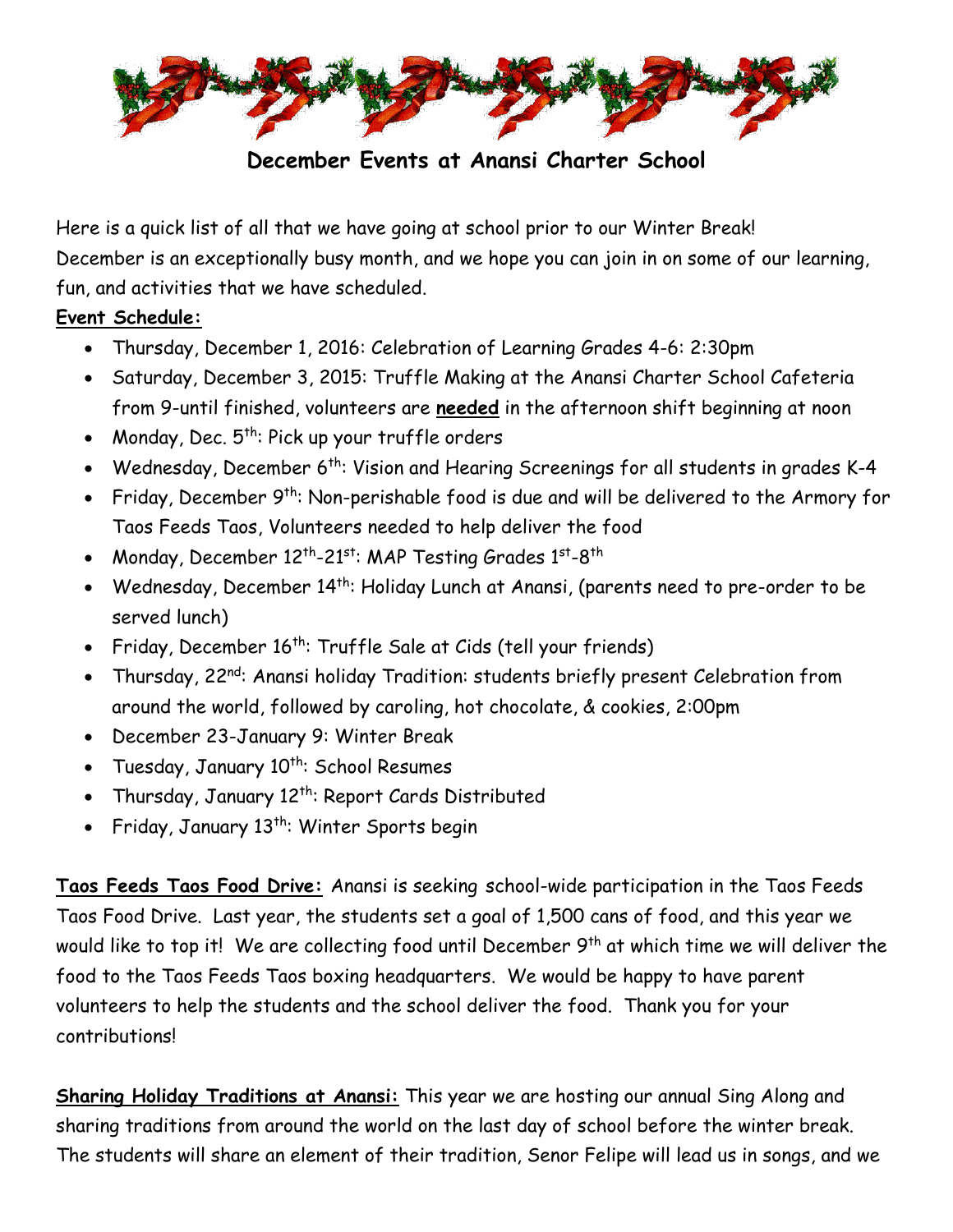## December Events at Anansi Charter School

Here is a quick list of all that we have going at school prior to our Winter Break! December is an exceptionally busy month, and we hope you can join in on some of our learning, fun, and activities that we have scheduled.

**Event Schedule:**

- Thursday, December 1, 2016: Celebration of Learning Grades 4-6: 2:30pm
- Saturday, December 3, 2015: Truffle Making at the Anansi Charter School Cafeteria from 9-until finished, volunteers are **needed** in the afternoon shift beginning at noon
- Monday, Dec. 5th: Pick up your truffle orders
- Wednesday, December 6th: Vision and Hearing Screenings for all students in grades K-4
- Friday, December 9th: Non-perishable food is due and will be delivered to the Armory for Taos Feeds Taos, Volunteers needed to help deliver the food
- Monday, December 12th-21st: MAP Testing Grades 1st-8th
- Wednesday, December 14th: Holiday Lunch at Anansi, (parents need to pre-order to be served lunch)
- Friday, December 16th: Truffle Sale at Cids (tell your friends)
- Thursday, 22nd: Anansi holiday Tradition: students briefly present Celebration from around the world, followed by caroling, hot chocolate, & cookies, 2:00pm
- December 23-January 9: Winter Break
- Tuesday, January 10th: School Resumes
- Thursday, January 12th: Report Cards Distributed
- Friday, January 13th: Winter Sports begin

**Taos Feeds Taos Food Drive:** Anansi is seeking school-wide participation in the Taos Feeds Taos Food Drive. Last year, the students set a goal of 1,500 cans of food, and this year we would like to top it! We are collecting food until December 9th at which time we will deliver the food to the Taos Feeds Taos boxing headquarters. We would be happy to have parent volunteers to help the students and the school deliver the food. Thank you for your contributions!

**Sharing Holiday Traditions at Anansi:** This year we are hosting our annual Sing Along and sharing traditions from around the world on the last day of school before the winter break. The students will share an element of their tradition, Senor Felipe will lead us in songs, and we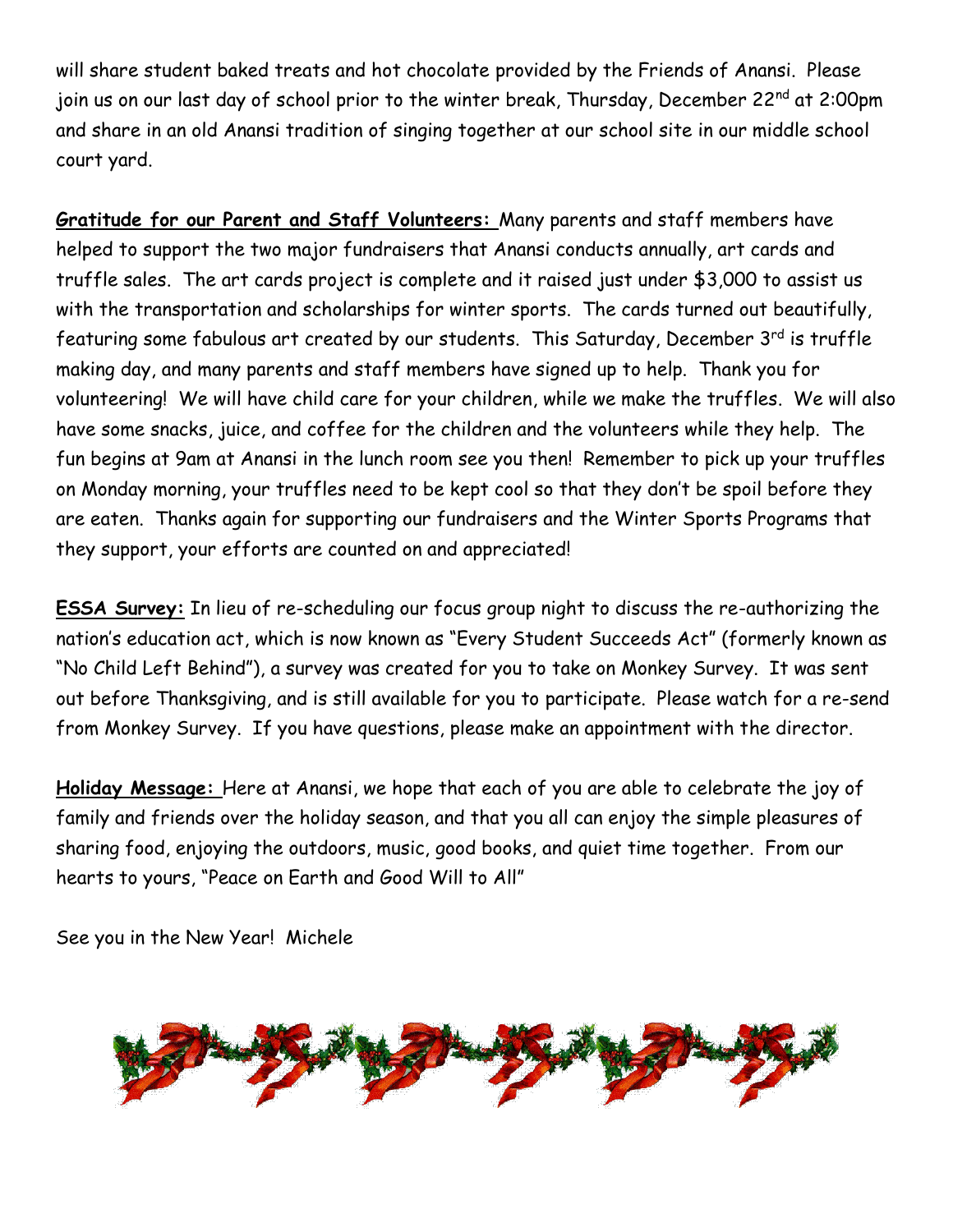will share student baked treats and hot chocolate provided by the Friends of Anansi. Please join us on our last day of school prior to the winter break, Thursday, December 22nd at 2:00pm and share in an old Anansi tradition of singing together at our school site in our middle school court yard.

**Gratitude for our Parent and Staff Volunteers:** Many parents and staff members have helped to support the two major fundraisers that Anansi conducts annually, art cards and truffle sales. The art cards project is complete and it raised just under $3,000 to assist us with the transportation and scholarships for winter sports. The cards turned out beautifully, featuring some fabulous art created by our students. This Saturday, December 3rd is truffle making day, and many parents and staff members have signed up to help. Thank you for volunteering! We will have child care for your children, while we make the truffles. We will also have some snacks, juice, and coffee for the children and the volunteers while they help. The fun begins at 9am at Anansi in the lunch room see you then! Remember to pick up your truffles on Monday morning, your truffles need to be kept cool so that they don't be spoil before they are eaten. Thanks again for supporting our fundraisers and the Winter Sports Programs that they support, your efforts are counted on and appreciated!

**ESSA Survey:** In lieu of re-scheduling our focus group night to discuss the re-authorizing the nation's education act, which is now known as "Every Student Succeeds Act" (formerly known as "No Child Left Behind"), a survey was created for you to take on Monkey Survey. It was sent out before Thanksgiving, and is still available for you to participate. Please watch for a re-send from Monkey Survey. If you have questions, please make an appointment with the director.

**Holiday Message:** Here at Anansi, we hope that each of you are able to celebrate the joy of family and friends over the holiday season, and that you all can enjoy the simple pleasures of sharing food, enjoying the outdoors, music, good books, and quiet time together. From our hearts to yours, "Peace on Earth and Good Will to All"

See you in the New Year! Michele